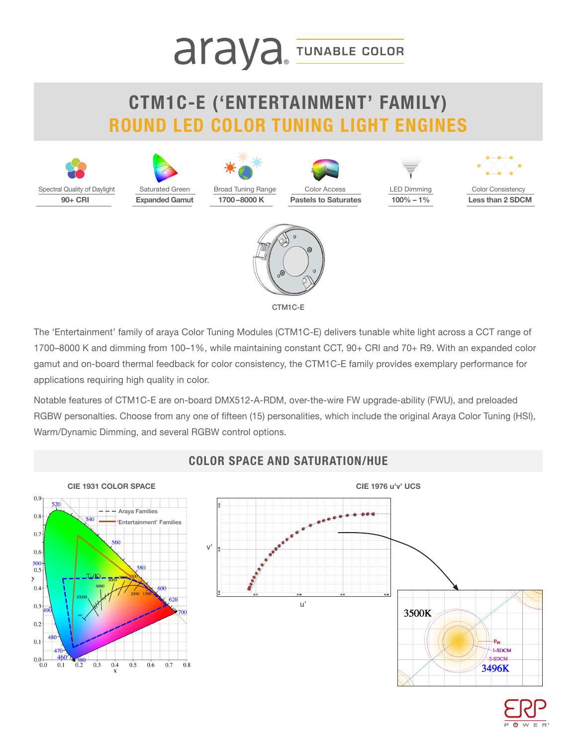araya TUNABLE COLOR

# CTM1C-E ('ENTERTAINMENT' FAMILY)
## ROUND LED COLOR TUNING LIGHT ENGINES

| Spectral Quality of Daylight | Saturated Green | Broad Tuning Range | Color Access | LED Dimming | Color Consistency |
|---|---|---|---|---|---|
| **90+ CRI** | **Expanded Gamut** | **1700–8000 K** | **Pastels to Saturates** | **100% – 1%** | **Less than 2 SDCM** |

CTM1C-E

The 'Entertainment' family of araya Color Tuning Modules (CTM1C-E) delivers tunable white light across a CCT range of 1700–8000 K and dimming from 100–1%, while maintaining constant CCT, 90+ CRI and 70+ R9. With an expanded color gamut and on-board thermal feedback for color consistency, the CTM1C-E family provides exemplary performance for applications requiring high quality in color.

Notable features of CTM1C-E are on-board DMX512-A-RDM, over-the-wire FW upgrade-ability (FWU), and preloaded RGBW personalties. Choose from any one of fifteen (15) personalities, which include the original Araya Color Tuning (HSI), Warm/Dynamic Dimming, and several RGBW control options.

## COLOR SPACE AND SATURATION/HUE

CIE 1931 COLOR SPACE

CIE 1976 u'v' UCS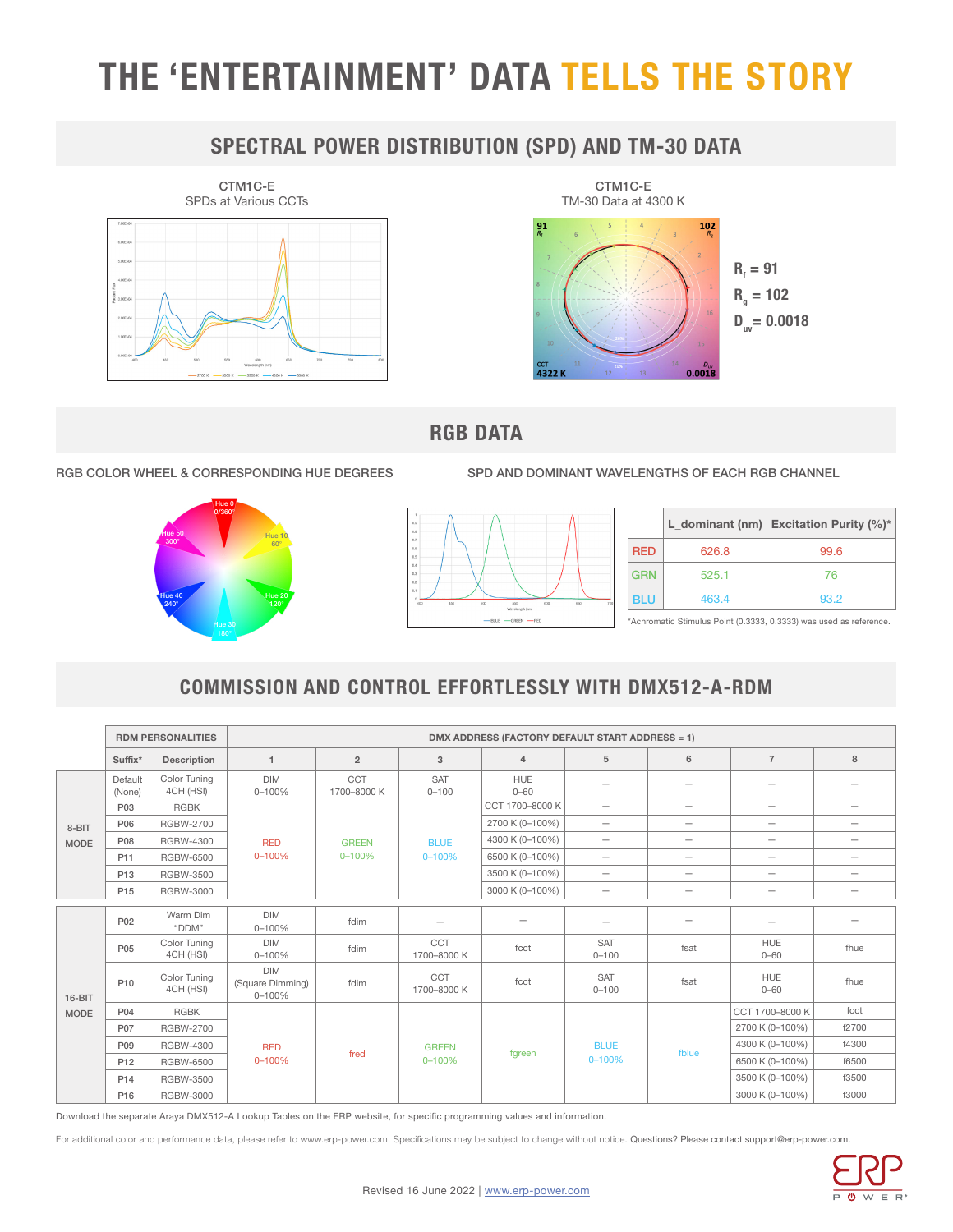# THE 'ENTERTAINMENT' DATA TELLS THE STORY

## SPECTRAL POWER DISTRIBUTION (SPD) AND TM-30 DATA

CTM1C-E
SPDs at Various CCTs

CTM1C-E
TM-30 Data at 4300 K

91 $R_f$
102 $R_g$
CCT 4322 K
$D_{uv}$ 0.0018

$R_f$ = 91
$R_g$ = 102
$D_{uv}$ = 0.0018

## RGB DATA

RGB COLOR WHEEL & CORRESPONDING HUE DEGREES

Hue 0 0/360°
Hue 10 60°
Hue 20 120°
Hue 30 180°
Hue 40 240°
Hue 50 300°

SPD AND DOMINANT WAVELENGTHS OF EACH RGB CHANNEL

| | L_dominant (nm) | Excitation Purity (%)* |
|---|---|---|
| RED | 626.8 | 99.6 |
| GRN | 525.1 | 76 |
| BLU | 463.4 | 93.2 |

*Achromatic Stimulus Point (0.3333, 0.3333) was used as reference.

## COMMISSION AND CONTROL EFFORTLESSLY WITH DMX512-A-RDM

| | RDM PERSONALITIES | | DMX ADDRESS (FACTORY DEFAULT START ADDRESS = 1) | | | | | | | |
|---|---|---|---|---|---|---|---|---|---|---|
| | Suffix* | Description | 1 | 2 | 3 | 4 | 5 | 6 | 7 | 8 |
| 8-BIT MODE | Default (None) | Color Tuning 4CH (HSI) | DIM 0–100% | CCT 1700–8000 K | SAT 0–100 | HUE 0–60 | – | – | – | – |
| | P03 | RGBK | RED 0–100% | GREEN 0–100% | BLUE 0–100% | CCT 1700–8000 K | – | – | – | – |
| | P06 | RGBW-2700 | | | | 2700 K (0–100%) | – | – | – | – |
| | P08 | RGBW-4300 | | | | 4300 K (0–100%) | – | – | – | – |
| | P11 | RGBW-6500 | | | | 6500 K (0–100%) | – | – | – | – |
| | P13 | RGBW-3500 | | | | 3500 K (0–100%) | – | – | – | – |
| | P15 | RGBW-3000 | | | | 3000 K (0–100%) | – | – | – | – |
| 16-BIT MODE | P02 | Warm Dim "DDM" | DIM 0–100% | fdim | – | – | – | – | – | – |
| | P05 | Color Tuning 4CH (HSI) | DIM 0–100% | fdim | CCT 1700–8000 K | fcct | SAT 0–100 | fsat | HUE 0–60 | fhue |
| | P10 | Color Tuning 4CH (HSI) | DIM (Square Dimming) 0–100% | fdim | CCT 1700–8000 K | fcct | SAT 0–100 | fsat | HUE 0–60 | fhue |
| | P04 | RGBK | RED 0–100% | fred | GREEN 0–100% | fgreen | BLUE 0–100% | fblue | CCT 1700–8000 K | fcct |
| | P07 | RGBW-2700 | | | | | | | 2700 K (0–100%) | f2700 |
| | P09 | RGBW-4300 | | | | | | | 4300 K (0–100%) | f4300 |
| | P12 | RGBW-6500 | | | | | | | 6500 K (0–100%) | f6500 |
| | P14 | RGBW-3500 | | | | | | | 3500 K (0–100%) | f3500 |
| | P16 | RGBW-3000 | | | | | | | 3000 K (0–100%) | f3000 |

Download the separate Araya DMX512-A Lookup Tables on the ERP website, for specific programming values and information.

For additional color and performance data, please refer to www.erp-power.com. Specifications may be subject to change without notice. Questions? Please contact support@erp-power.com.

Revised 16 June 2022 | www.erp-power.com

ERP POWER